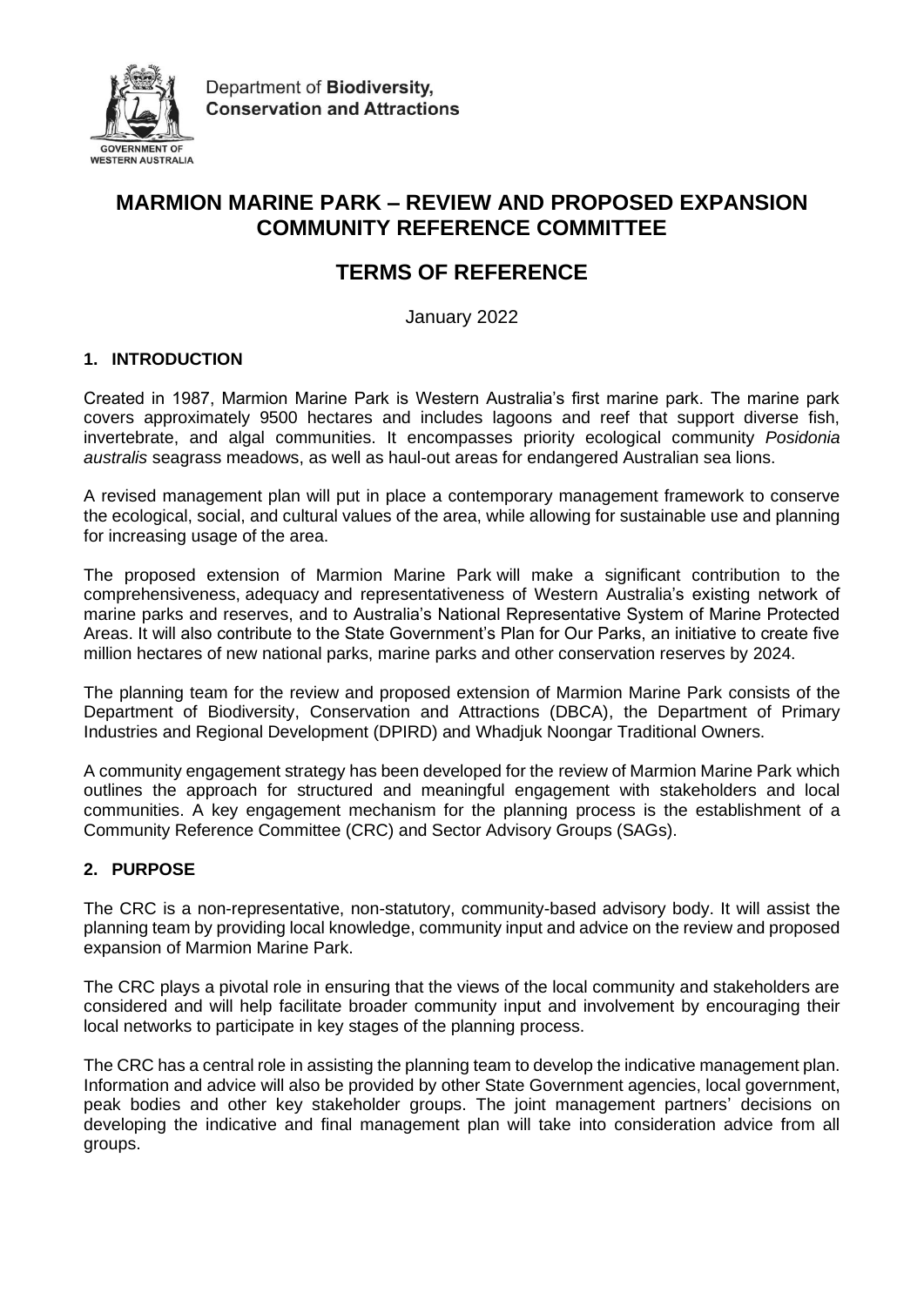Department of **Biodiversity, Conservation and Attractions**

GOVERNMENT OF WESTERN AUSTRALIA

# MARMION MARINE PARK – REVIEW AND PROPOSED EXPANSION COMMUNITY REFERENCE COMMITTEE

# TERMS OF REFERENCE

January 2022

## 1. INTRODUCTION

Created in 1987, Marmion Marine Park is Western Australia's first marine park. The marine park covers approximately 9500 hectares and includes lagoons and reef that support diverse fish, invertebrate, and algal communities. It encompasses priority ecological community *Posidonia australis* seagrass meadows, as well as haul-out areas for endangered Australian sea lions.

A revised management plan will put in place a contemporary management framework to conserve the ecological, social, and cultural values of the area, while allowing for sustainable use and planning for increasing usage of the area.

The proposed extension of Marmion Marine Park will make a significant contribution to the comprehensiveness, adequacy and representativeness of Western Australia's existing network of marine parks and reserves, and to Australia's National Representative System of Marine Protected Areas. It will also contribute to the State Government's Plan for Our Parks, an initiative to create five million hectares of new national parks, marine parks and other conservation reserves by 2024.

The planning team for the review and proposed extension of Marmion Marine Park consists of the Department of Biodiversity, Conservation and Attractions (DBCA), the Department of Primary Industries and Regional Development (DPIRD) and Whadjuk Noongar Traditional Owners.

A community engagement strategy has been developed for the review of Marmion Marine Park which outlines the approach for structured and meaningful engagement with stakeholders and local communities. A key engagement mechanism for the planning process is the establishment of a Community Reference Committee (CRC) and Sector Advisory Groups (SAGs).

## 2. PURPOSE

The CRC is a non-representative, non-statutory, community-based advisory body. It will assist the planning team by providing local knowledge, community input and advice on the review and proposed expansion of Marmion Marine Park.

The CRC plays a pivotal role in ensuring that the views of the local community and stakeholders are considered and will help facilitate broader community input and involvement by encouraging their local networks to participate in key stages of the planning process.

The CRC has a central role in assisting the planning team to develop the indicative management plan. Information and advice will also be provided by other State Government agencies, local government, peak bodies and other key stakeholder groups. The joint management partners' decisions on developing the indicative and final management plan will take into consideration advice from all groups.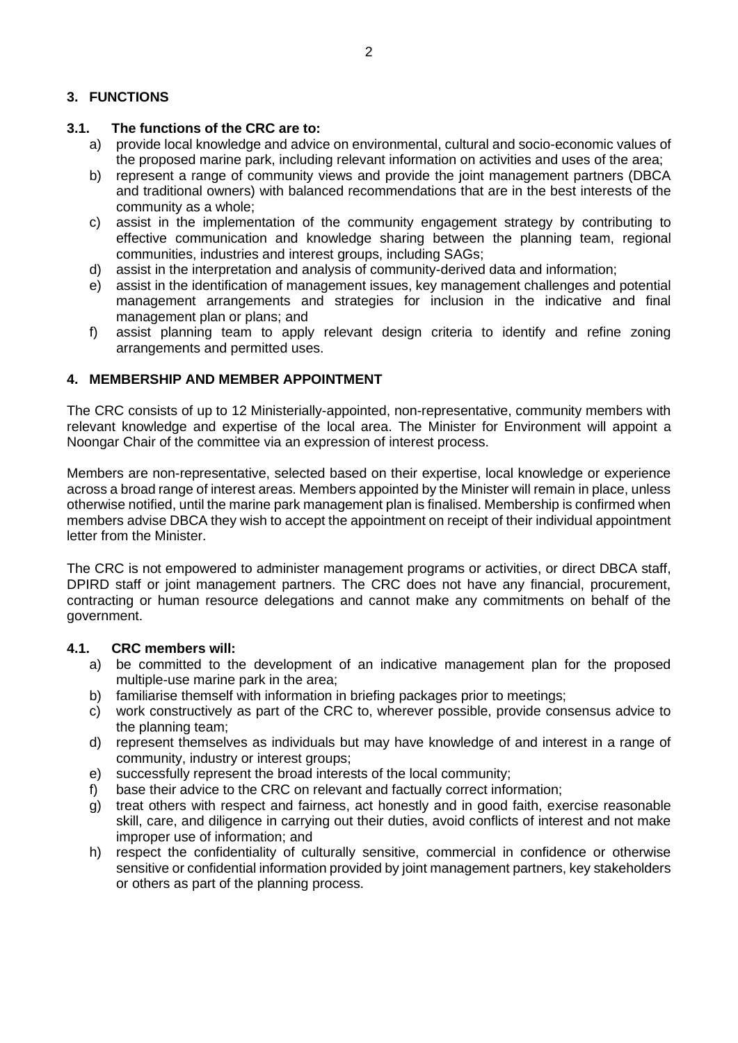## 3. FUNCTIONS

### 3.1. The functions of the CRC are to:

a) provide local knowledge and advice on environmental, cultural and socio-economic values of the proposed marine park, including relevant information on activities and uses of the area;
b) represent a range of community views and provide the joint management partners (DBCA and traditional owners) with balanced recommendations that are in the best interests of the community as a whole;
c) assist in the implementation of the community engagement strategy by contributing to effective communication and knowledge sharing between the planning team, regional communities, industries and interest groups, including SAGs;
d) assist in the interpretation and analysis of community-derived data and information;
e) assist in the identification of management issues, key management challenges and potential management arrangements and strategies for inclusion in the indicative and final management plan or plans; and
f) assist planning team to apply relevant design criteria to identify and refine zoning arrangements and permitted uses.

## 4. MEMBERSHIP AND MEMBER APPOINTMENT

The CRC consists of up to 12 Ministerially-appointed, non-representative, community members with relevant knowledge and expertise of the local area. The Minister for Environment will appoint a Noongar Chair of the committee via an expression of interest process.

Members are non-representative, selected based on their expertise, local knowledge or experience across a broad range of interest areas. Members appointed by the Minister will remain in place, unless otherwise notified, until the marine park management plan is finalised. Membership is confirmed when members advise DBCA they wish to accept the appointment on receipt of their individual appointment letter from the Minister.

The CRC is not empowered to administer management programs or activities, or direct DBCA staff, DPIRD staff or joint management partners. The CRC does not have any financial, procurement, contracting or human resource delegations and cannot make any commitments on behalf of the government.

### 4.1. CRC members will:

a) be committed to the development of an indicative management plan for the proposed multiple-use marine park in the area;
b) familiarise themself with information in briefing packages prior to meetings;
c) work constructively as part of the CRC to, wherever possible, provide consensus advice to the planning team;
d) represent themselves as individuals but may have knowledge of and interest in a range of community, industry or interest groups;
e) successfully represent the broad interests of the local community;
f) base their advice to the CRC on relevant and factually correct information;
g) treat others with respect and fairness, act honestly and in good faith, exercise reasonable skill, care, and diligence in carrying out their duties, avoid conflicts of interest and not make improper use of information; and
h) respect the confidentiality of culturally sensitive, commercial in confidence or otherwise sensitive or confidential information provided by joint management partners, key stakeholders or others as part of the planning process.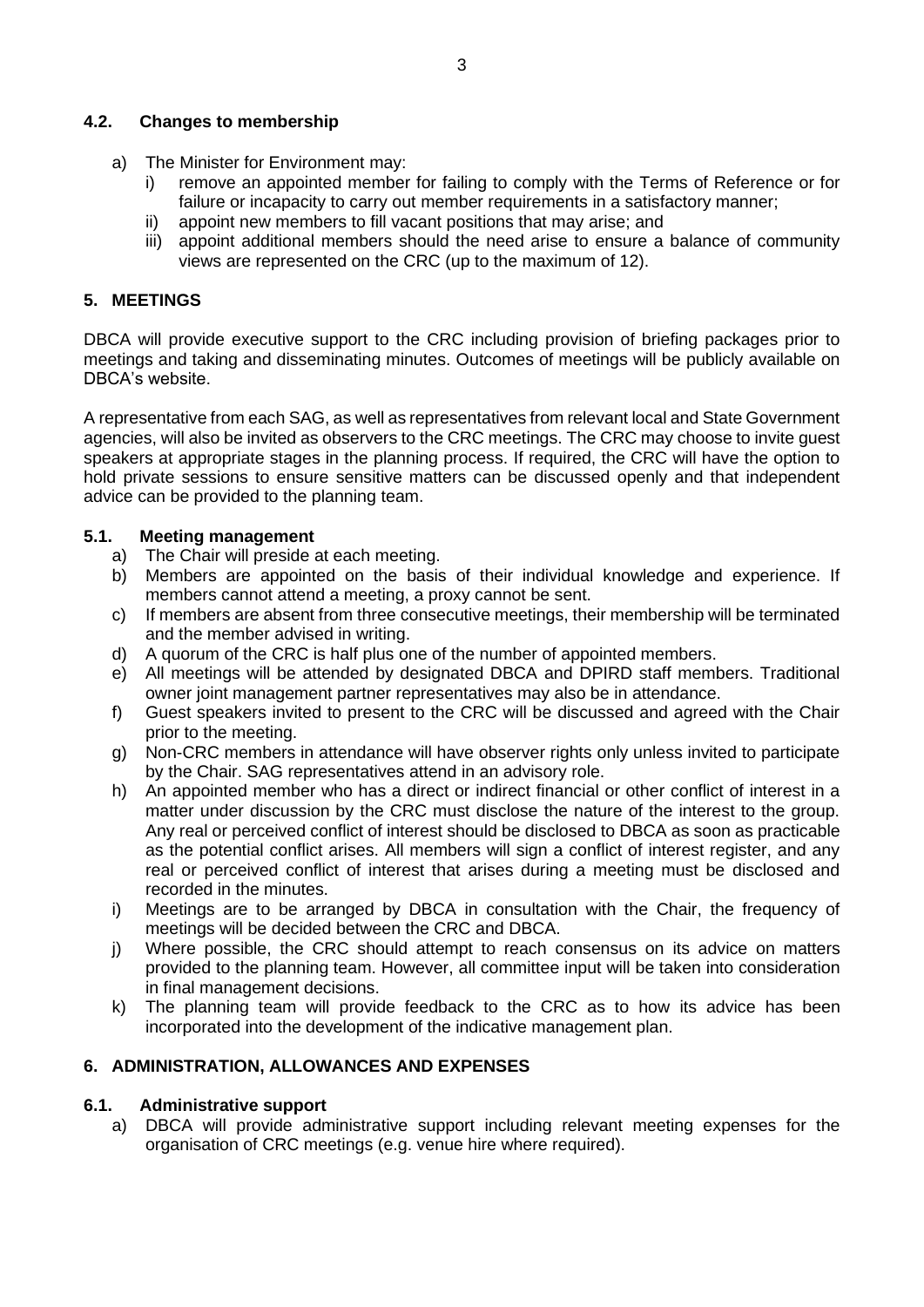### 4.2. Changes to membership

a) The Minister for Environment may:
   i) remove an appointed member for failing to comply with the Terms of Reference or for failure or incapacity to carry out member requirements in a satisfactory manner;
   ii) appoint new members to fill vacant positions that may arise; and
   iii) appoint additional members should the need arise to ensure a balance of community views are represented on the CRC (up to the maximum of 12).

## 5. MEETINGS

DBCA will provide executive support to the CRC including provision of briefing packages prior to meetings and taking and disseminating minutes. Outcomes of meetings will be publicly available on DBCA's website.

A representative from each SAG, as well as representatives from relevant local and State Government agencies, will also be invited as observers to the CRC meetings. The CRC may choose to invite guest speakers at appropriate stages in the planning process. If required, the CRC will have the option to hold private sessions to ensure sensitive matters can be discussed openly and that independent advice can be provided to the planning team.

### 5.1. Meeting management

a) The Chair will preside at each meeting.
b) Members are appointed on the basis of their individual knowledge and experience. If members cannot attend a meeting, a proxy cannot be sent.
c) If members are absent from three consecutive meetings, their membership will be terminated and the member advised in writing.
d) A quorum of the CRC is half plus one of the number of appointed members.
e) All meetings will be attended by designated DBCA and DPIRD staff members. Traditional owner joint management partner representatives may also be in attendance.
f) Guest speakers invited to present to the CRC will be discussed and agreed with the Chair prior to the meeting.
g) Non-CRC members in attendance will have observer rights only unless invited to participate by the Chair. SAG representatives attend in an advisory role.
h) An appointed member who has a direct or indirect financial or other conflict of interest in a matter under discussion by the CRC must disclose the nature of the interest to the group. Any real or perceived conflict of interest should be disclosed to DBCA as soon as practicable as the potential conflict arises. All members will sign a conflict of interest register, and any real or perceived conflict of interest that arises during a meeting must be disclosed and recorded in the minutes.
i) Meetings are to be arranged by DBCA in consultation with the Chair, the frequency of meetings will be decided between the CRC and DBCA.
j) Where possible, the CRC should attempt to reach consensus on its advice on matters provided to the planning team. However, all committee input will be taken into consideration in final management decisions.
k) The planning team will provide feedback to the CRC as to how its advice has been incorporated into the development of the indicative management plan.

## 6. ADMINISTRATION, ALLOWANCES AND EXPENSES

### 6.1. Administrative support

a) DBCA will provide administrative support including relevant meeting expenses for the organisation of CRC meetings (e.g. venue hire where required).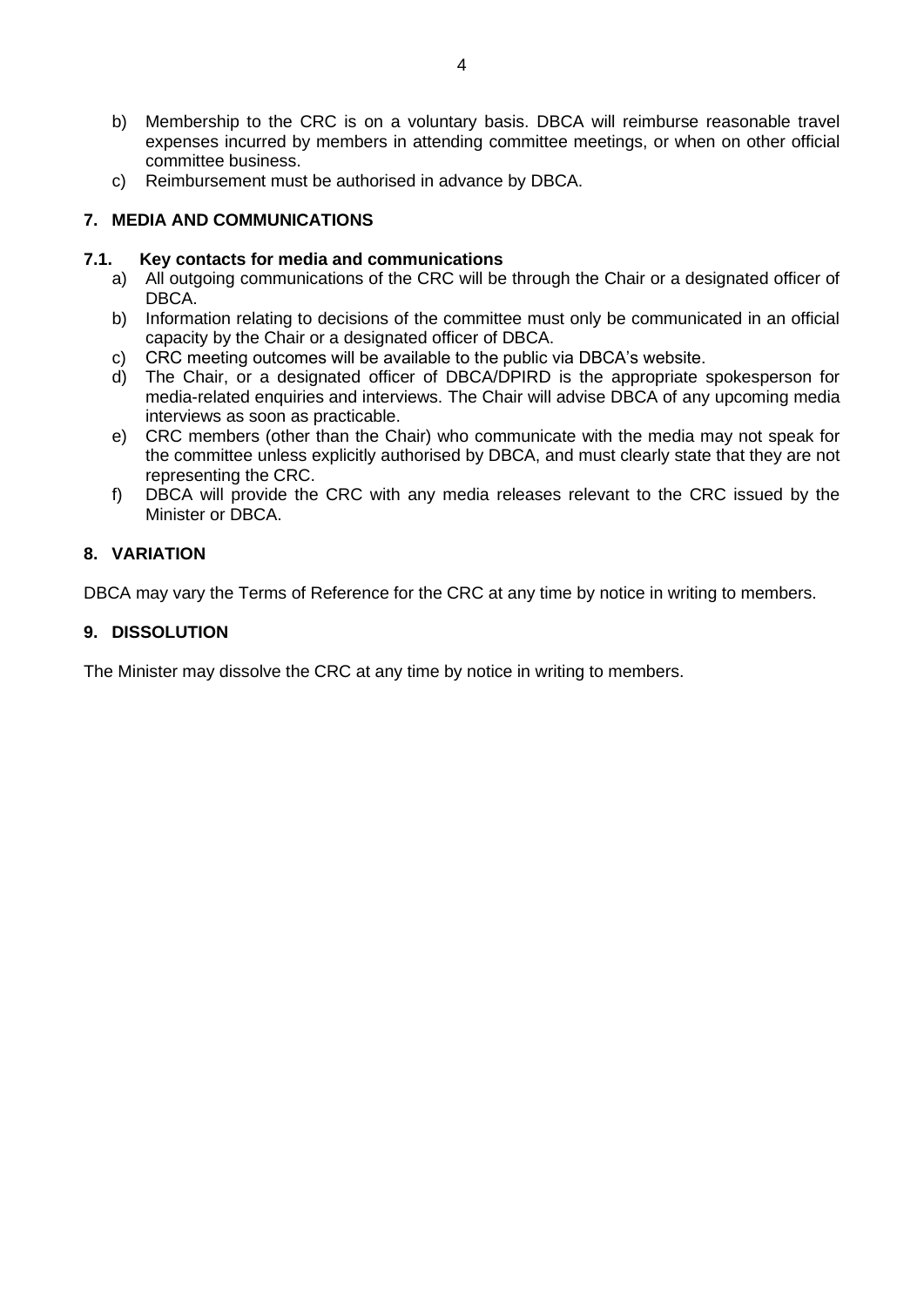b) Membership to the CRC is on a voluntary basis. DBCA will reimburse reasonable travel expenses incurred by members in attending committee meetings, or when on other official committee business.
c) Reimbursement must be authorised in advance by DBCA.

## 7. MEDIA AND COMMUNICATIONS

### 7.1. Key contacts for media and communications

a) All outgoing communications of the CRC will be through the Chair or a designated officer of DBCA.
b) Information relating to decisions of the committee must only be communicated in an official capacity by the Chair or a designated officer of DBCA.
c) CRC meeting outcomes will be available to the public via DBCA's website.
d) The Chair, or a designated officer of DBCA/DPIRD is the appropriate spokesperson for media-related enquiries and interviews. The Chair will advise DBCA of any upcoming media interviews as soon as practicable.
e) CRC members (other than the Chair) who communicate with the media may not speak for the committee unless explicitly authorised by DBCA, and must clearly state that they are not representing the CRC.
f) DBCA will provide the CRC with any media releases relevant to the CRC issued by the Minister or DBCA.

## 8. VARIATION

DBCA may vary the Terms of Reference for the CRC at any time by notice in writing to members.

## 9. DISSOLUTION

The Minister may dissolve the CRC at any time by notice in writing to members.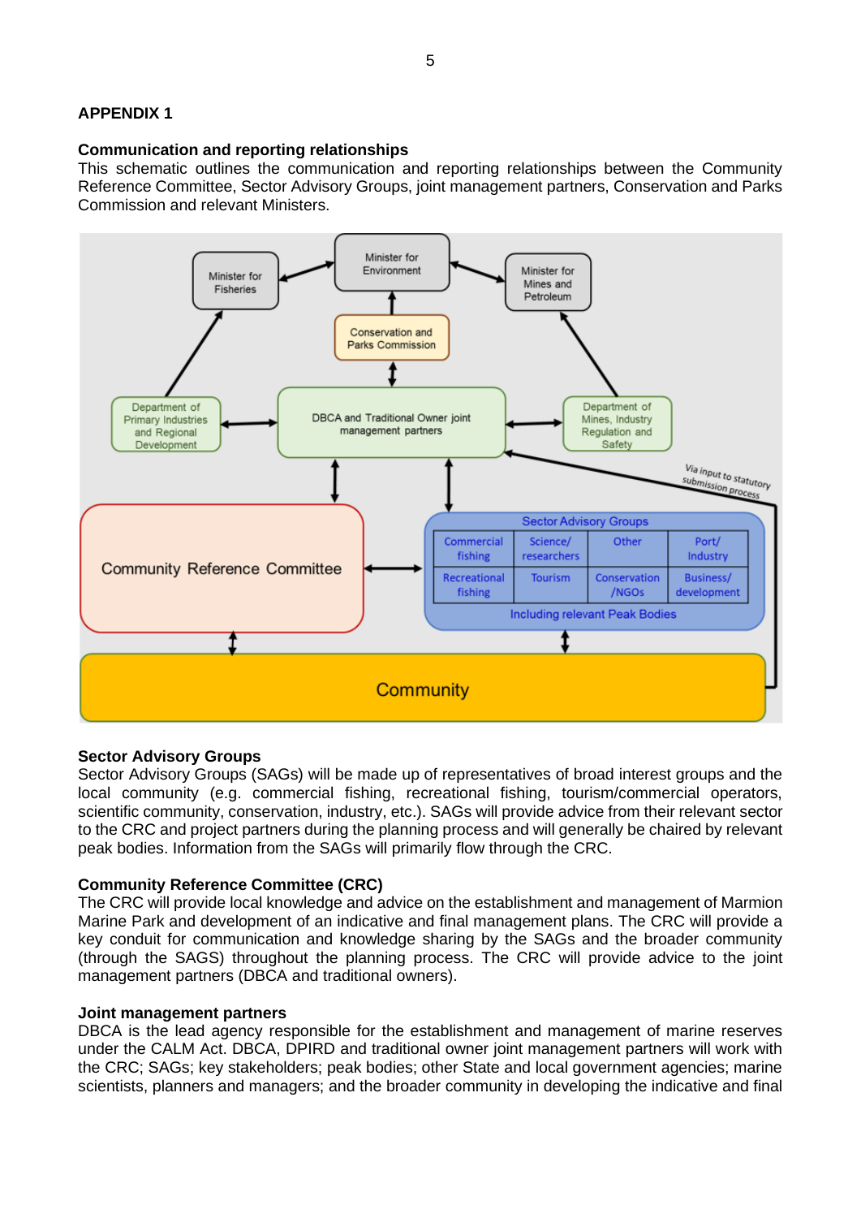**APPENDIX 1**

**Communication and reporting relationships**

This schematic outlines the communication and reporting relationships between the Community Reference Committee, Sector Advisory Groups, joint management partners, Conservation and Parks Commission and relevant Ministers.

**Sector Advisory Groups**

Sector Advisory Groups (SAGs) will be made up of representatives of broad interest groups and the local community (e.g. commercial fishing, recreational fishing, tourism/commercial operators, scientific community, conservation, industry, etc.). SAGs will provide advice from their relevant sector to the CRC and project partners during the planning process and will generally be chaired by relevant peak bodies. Information from the SAGs will primarily flow through the CRC.

**Community Reference Committee (CRC)**

The CRC will provide local knowledge and advice on the establishment and management of Marmion Marine Park and development of an indicative and final management plans. The CRC will provide a key conduit for communication and knowledge sharing by the SAGs and the broader community (through the SAGS) throughout the planning process. The CRC will provide advice to the joint management partners (DBCA and traditional owners).

**Joint management partners**

DBCA is the lead agency responsible for the establishment and management of marine reserves under the CALM Act. DBCA, DPIRD and traditional owner joint management partners will work with the CRC; SAGs; key stakeholders; peak bodies; other State and local government agencies; marine scientists, planners and managers; and the broader community in developing the indicative and final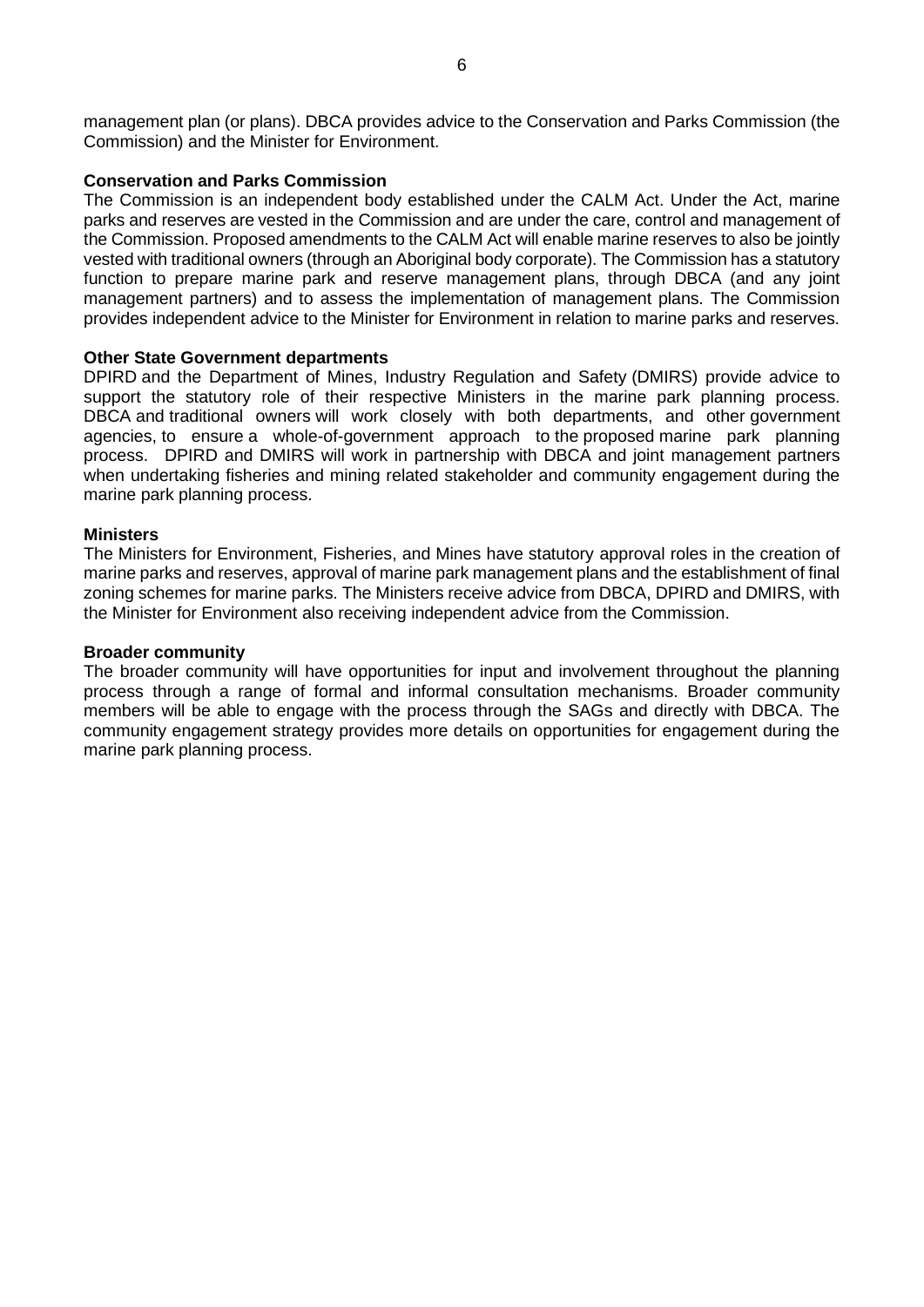management plan (or plans). DBCA provides advice to the Conservation and Parks Commission (the Commission) and the Minister for Environment.

**Conservation and Parks Commission**

The Commission is an independent body established under the CALM Act. Under the Act, marine parks and reserves are vested in the Commission and are under the care, control and management of the Commission. Proposed amendments to the CALM Act will enable marine reserves to also be jointly vested with traditional owners (through an Aboriginal body corporate). The Commission has a statutory function to prepare marine park and reserve management plans, through DBCA (and any joint management partners) and to assess the implementation of management plans. The Commission provides independent advice to the Minister for Environment in relation to marine parks and reserves.

**Other State Government departments**

DPIRD and the Department of Mines, Industry Regulation and Safety (DMIRS) provide advice to support the statutory role of their respective Ministers in the marine park planning process. DBCA and traditional owners will work closely with both departments, and other government agencies, to ensure a whole-of-government approach to the proposed marine park planning process. DPIRD and DMIRS will work in partnership with DBCA and joint management partners when undertaking fisheries and mining related stakeholder and community engagement during the marine park planning process.

**Ministers**

The Ministers for Environment, Fisheries, and Mines have statutory approval roles in the creation of marine parks and reserves, approval of marine park management plans and the establishment of final zoning schemes for marine parks. The Ministers receive advice from DBCA, DPIRD and DMIRS, with the Minister for Environment also receiving independent advice from the Commission.

**Broader community**

The broader community will have opportunities for input and involvement throughout the planning process through a range of formal and informal consultation mechanisms. Broader community members will be able to engage with the process through the SAGs and directly with DBCA. The community engagement strategy provides more details on opportunities for engagement during the marine park planning process.